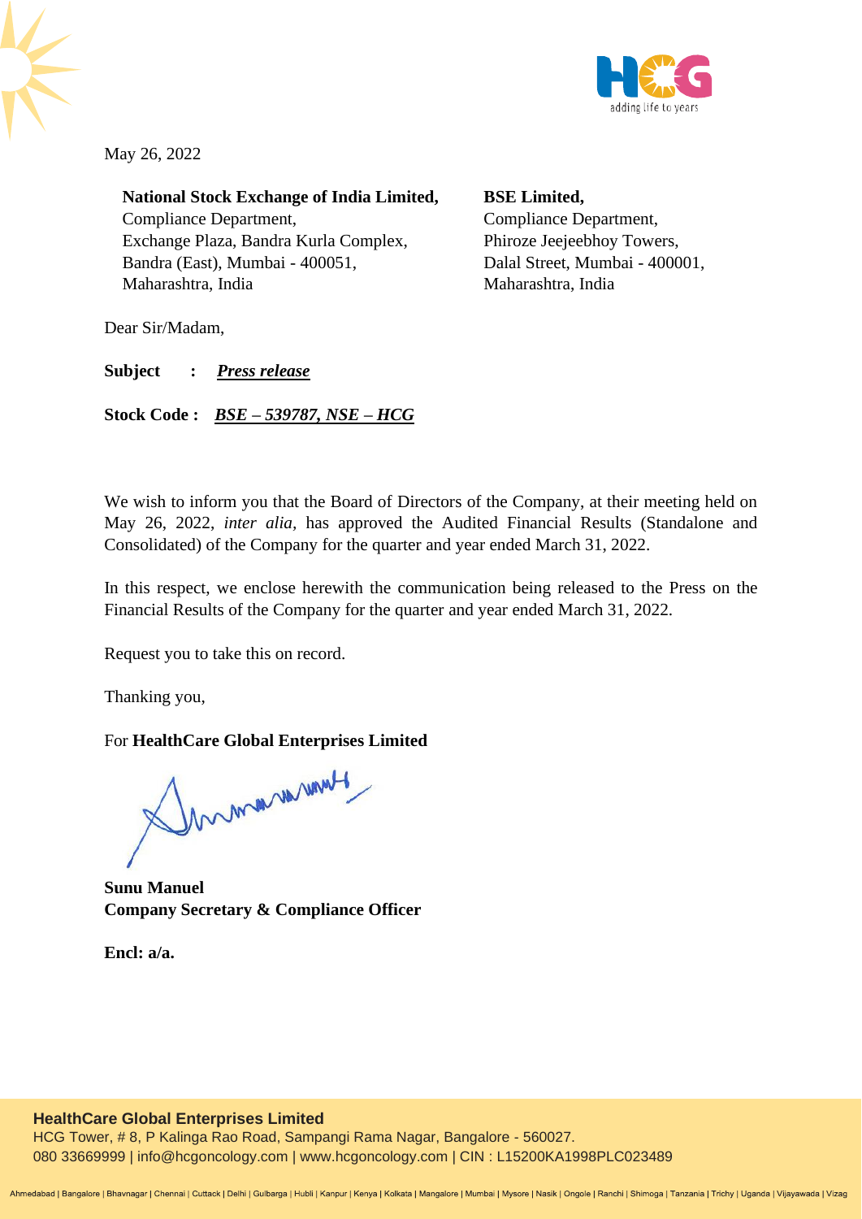May 26, 2022

**National Stock Exchange of India Limited,**
Compliance Department,
Exchange Plaza, Bandra Kurla Complex,
Bandra (East), Mumbai - 400051,
Maharashtra, India

**BSE Limited,**
Compliance Department,
Phiroze Jeejeebhoy Towers,
Dalal Street, Mumbai - 400001,
Maharashtra, India

Dear Sir/Madam,

**Subject : *Press release***

**Stock Code : *BSE – 539787, NSE – HCG***

We wish to inform you that the Board of Directors of the Company, at their meeting held on May 26, 2022, *inter alia*, has approved the Audited Financial Results (Standalone and Consolidated) of the Company for the quarter and year ended March 31, 2022.

In this respect, we enclose herewith the communication being released to the Press on the Financial Results of the Company for the quarter and year ended March 31, 2022.

Request you to take this on record.

Thanking you,

For **HealthCare Global Enterprises Limited**

**Sunu Manuel**
**Company Secretary & Compliance Officer**

**Encl: a/a.**

**HealthCare Global Enterprises Limited**
HCG Tower, # 8, P Kalinga Rao Road, Sampangi Rama Nagar, Bangalore - 560027.
080 33669999 | info@hcgoncology.com | www.hcgoncology.com | CIN : L15200KA1998PLC023489

Ahmedabad | Bangalore | Bhavnagar | Chennai | Cuttack | Delhi | Gulbarga | Hubli | Kanpur | Kenya | Kolkata | Mangalore | Mumbai | Mysore | Nasik | Ongole | Ranchi | Shimoga | Tanzania | Trichy | Uganda | Vijayawada | Vizag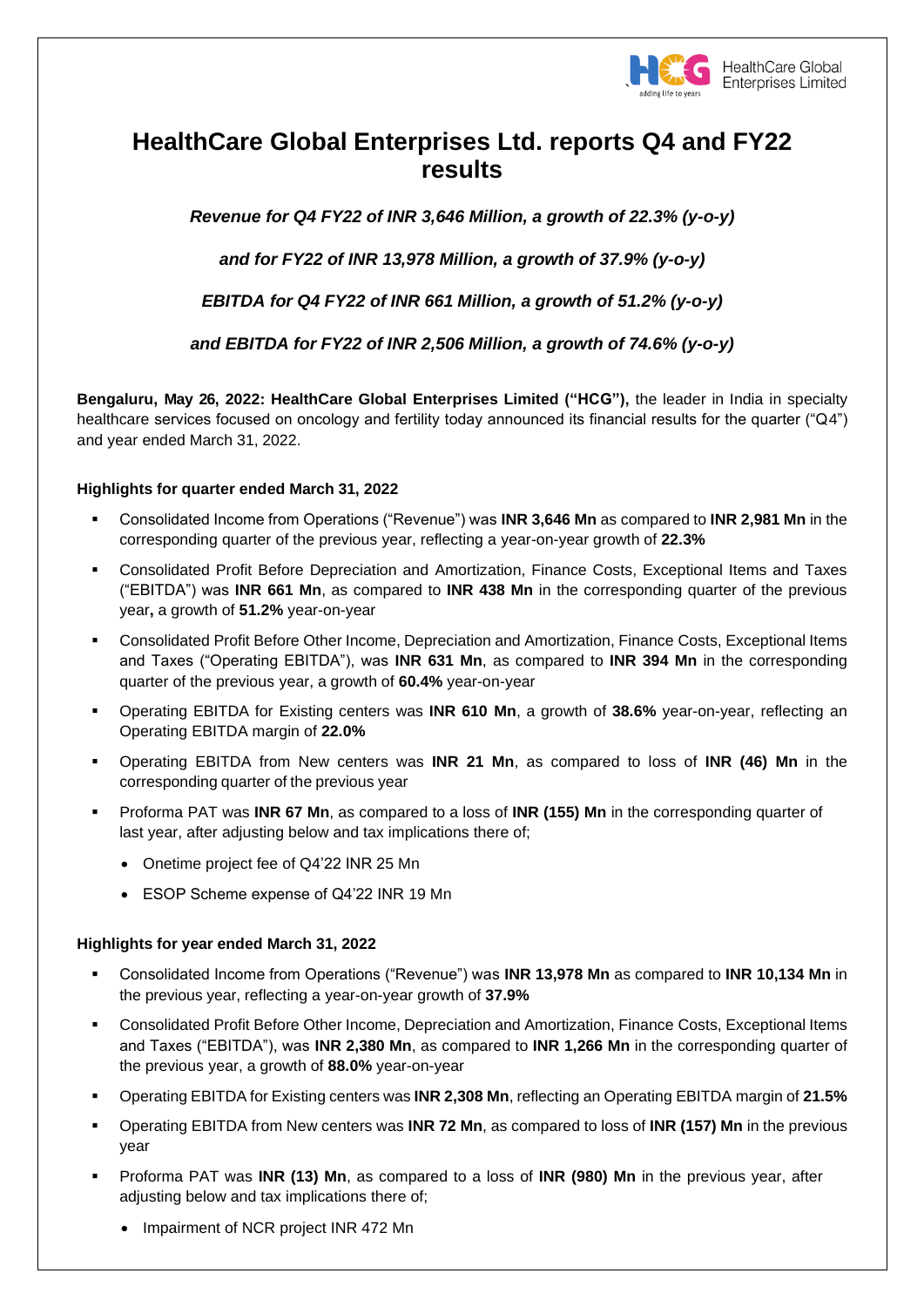# HealthCare Global Enterprises Ltd. reports Q4 and FY22 results

***Revenue for Q4 FY22 of INR 3,646 Million, a growth of 22.3% (y-o-y)***

***and for FY22 of INR 13,978 Million, a growth of 37.9% (y-o-y)***

***EBITDA for Q4 FY22 of INR 661 Million, a growth of 51.2% (y-o-y)***

***and EBITDA for FY22 of INR 2,506 Million, a growth of 74.6% (y-o-y)***

**Bengaluru, May 26, 2022: HealthCare Global Enterprises Limited ("HCG"),** the leader in India in specialty healthcare services focused on oncology and fertility today announced its financial results for the quarter ("Q4") and year ended March 31, 2022.

**Highlights for quarter ended March 31, 2022**

- Consolidated Income from Operations ("Revenue") was **INR 3,646 Mn** as compared to **INR 2,981 Mn** in the corresponding quarter of the previous year, reflecting a year-on-year growth of **22.3%**
- Consolidated Profit Before Depreciation and Amortization, Finance Costs, Exceptional Items and Taxes ("EBITDA") was **INR 661 Mn**, as compared to **INR 438 Mn** in the corresponding quarter of the previous year**,** a growth of **51.2%** year-on-year
- Consolidated Profit Before Other Income, Depreciation and Amortization, Finance Costs, Exceptional Items and Taxes ("Operating EBITDA"), was **INR 631 Mn**, as compared to **INR 394 Mn** in the corresponding quarter of the previous year, a growth of **60.4%** year-on-year
- Operating EBITDA for Existing centers was **INR 610 Mn**, a growth of **38.6%** year-on-year, reflecting an Operating EBITDA margin of **22.0%**
- Operating EBITDA from New centers was **INR 21 Mn**, as compared to loss of **INR (46) Mn** in the corresponding quarter of the previous year
- Proforma PAT was **INR 67 Mn**, as compared to a loss of **INR (155) Mn** in the corresponding quarter of last year, after adjusting below and tax implications there of;
  - Onetime project fee of Q4'22 INR 25 Mn
  - ESOP Scheme expense of Q4'22 INR 19 Mn

**Highlights for year ended March 31, 2022**

- Consolidated Income from Operations ("Revenue") was **INR 13,978 Mn** as compared to **INR 10,134 Mn** in the previous year, reflecting a year-on-year growth of **37.9%**
- Consolidated Profit Before Other Income, Depreciation and Amortization, Finance Costs, Exceptional Items and Taxes ("EBITDA"), was **INR 2,380 Mn**, as compared to **INR 1,266 Mn** in the corresponding quarter of the previous year, a growth of **88.0%** year-on-year
- Operating EBITDA for Existing centers was **INR 2,308 Mn**, reflecting an Operating EBITDA margin of **21.5%**
- Operating EBITDA from New centers was **INR 72 Mn**, as compared to loss of **INR (157) Mn** in the previous year
- Proforma PAT was **INR (13) Mn**, as compared to a loss of **INR (980) Mn** in the previous year, after adjusting below and tax implications there of;
  - Impairment of NCR project INR 472 Mn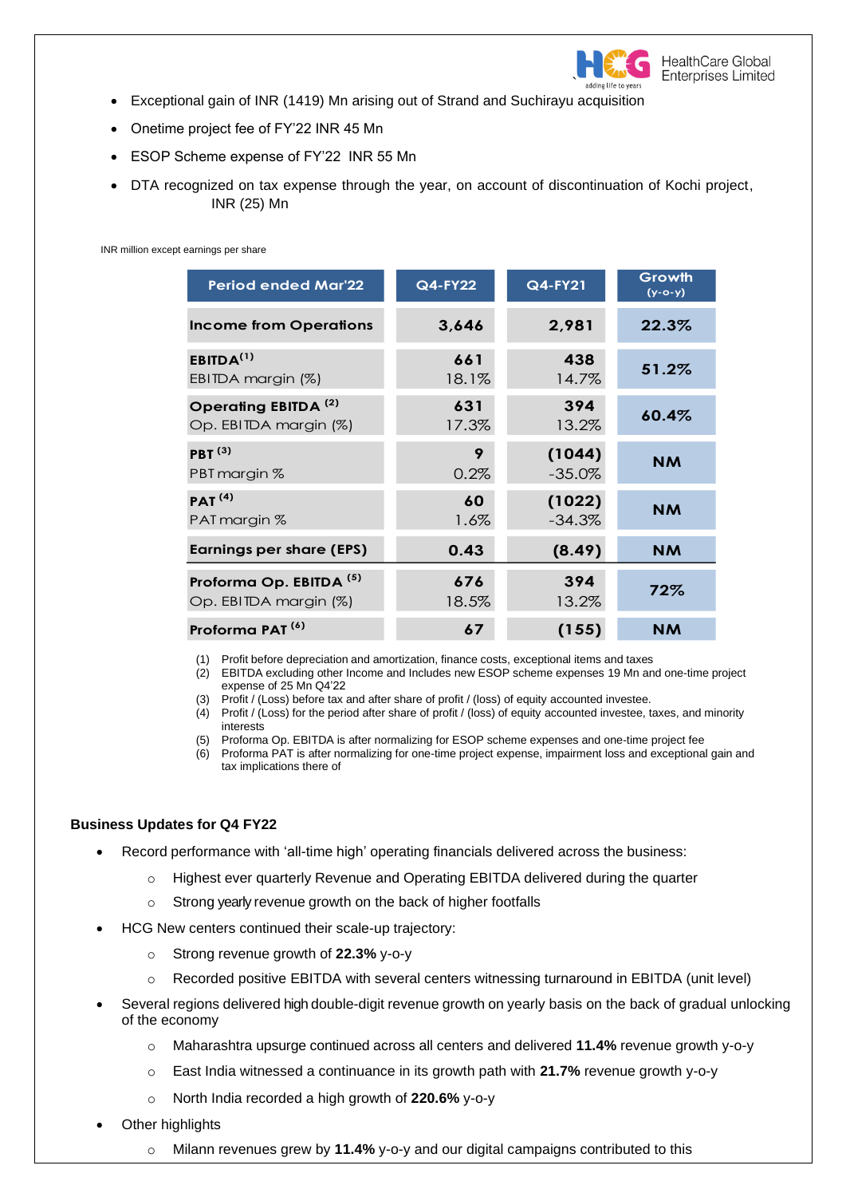- Exceptional gain of INR (1419) Mn arising out of Strand and Suchirayu acquisition
- Onetime project fee of FY'22 INR 45 Mn
- ESOP Scheme expense of FY'22 INR 55 Mn
- DTA recognized on tax expense through the year, on account of discontinuation of Kochi project, INR (25) Mn

INR million except earnings per share

| Period ended Mar'22 | Q4-FY22 | Q4-FY21 | Growth (y-o-y) |
|---|---|---|---|
| **Income from Operations** | **3,646** | **2,981** | **22.3%** |
| **EBITDA[(1)]**<br>EBITDA margin (%) | **661**<br>18.1% | **438**<br>14.7% | **51.2%** |
| **Operating EBITDA [(2)]**<br>Op. EBITDA margin (%) | **631**<br>17.3% | **394**<br>13.2% | **60.4%** |
| **PBT [(3)]**<br>PBT margin % | **9**<br>0.2% | **(1044)**<br>-35.0% | **NM** |
| **PAT [(4)]**<br>PAT margin % | **60**<br>1.6% | **(1022)**<br>-34.3% | **NM** |
| **Earnings per share (EPS)** | **0.43** | **(8.49)** | **NM** |
| **Proforma Op. EBITDA [(5)]**<br>Op. EBITDA margin (%) | **676**<br>18.5% | **394**<br>13.2% | **72%** |
| **Proforma PAT [(6)]** | **67** | **(155)** | **NM** |

(1) Profit before depreciation and amortization, finance costs, exceptional items and taxes
(2) EBITDA excluding other Income and Includes new ESOP scheme expenses 19 Mn and one-time project expense of 25 Mn Q4'22
(3) Profit / (Loss) before tax and after share of profit / (loss) of equity accounted investee.
(4) Profit / (Loss) for the period after share of profit / (loss) of equity accounted investee, taxes, and minority interests
(5) Proforma Op. EBITDA is after normalizing for ESOP scheme expenses and one-time project fee
(6) Proforma PAT is after normalizing for one-time project expense, impairment loss and exceptional gain and tax implications there of

### Business Updates for Q4 FY22

- Record performance with 'all-time high' operating financials delivered across the business:
  - Highest ever quarterly Revenue and Operating EBITDA delivered during the quarter
  - Strong yearly revenue growth on the back of higher footfalls
- HCG New centers continued their scale-up trajectory:
  - Strong revenue growth of **22.3%** y-o-y
  - Recorded positive EBITDA with several centers witnessing turnaround in EBITDA (unit level)
- Several regions delivered high double-digit revenue growth on yearly basis on the back of gradual unlocking of the economy
  - Maharashtra upsurge continued across all centers and delivered **11.4%** revenue growth y-o-y
  - East India witnessed a continuance in its growth path with **21.7%** revenue growth y-o-y
  - North India recorded a high growth of **220.6%** y-o-y
- Other highlights
  - Milann revenues grew by **11.4%** y-o-y and our digital campaigns contributed to this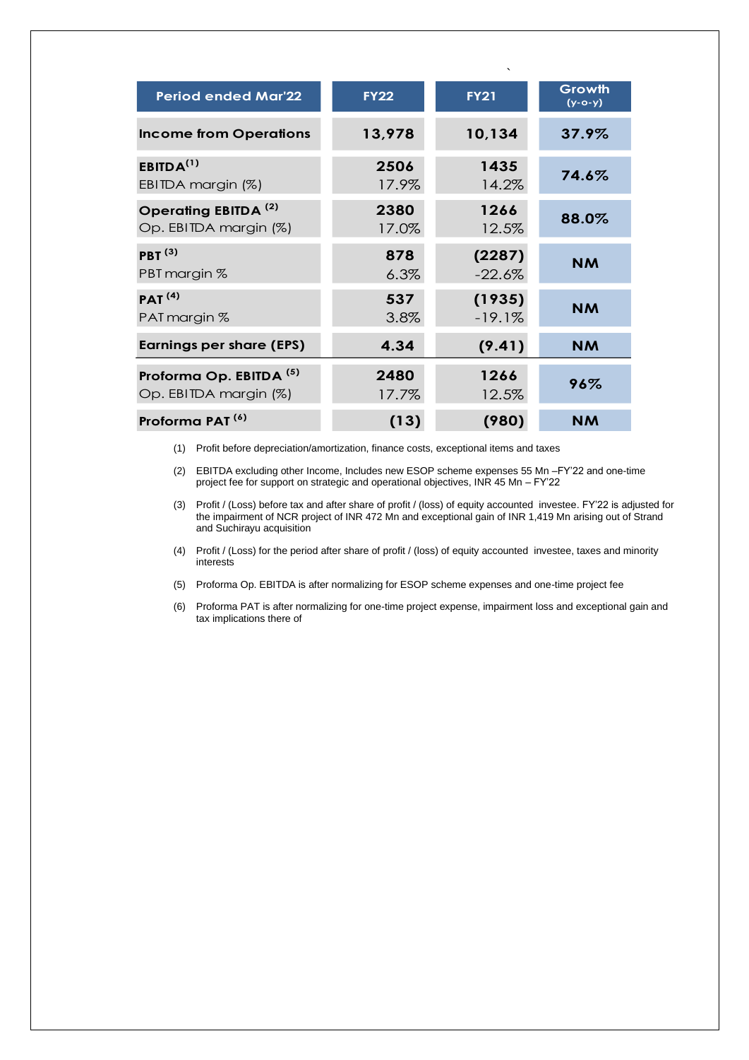| Period ended Mar'22 | FY22 | FY21 | Growth (y-o-y) |
|---|---|---|---|
| **Income from Operations** | **13,978** | **10,134** | **37.9%** |
| **EBITDA[(1)]** | **2506** | **1435** | **74.6%** |
| EBITDA margin (%) | 17.9% | 14.2% | |
| **Operating EBITDA [(2)]** | **2380** | **1266** | **88.0%** |
| Op. EBITDA margin (%) | 17.0% | 12.5% | |
| **PBT [(3)]** | **878** | **(2287)** | **NM** |
| PBT margin % | 6.3% | -22.6% | |
| **PAT [(4)]** | **537** | **(1935)** | **NM** |
| PAT margin % | 3.8% | -19.1% | |
| **Earnings per share (EPS)** | **4.34** | **(9.41)** | **NM** |
| **Proforma Op. EBITDA [(5)]** | **2480** | **1266** | **96%** |
| Op. EBITDA margin (%) | 17.7% | 12.5% | |
| **Proforma PAT [(6)]** | **(13)** | **(980)** | **NM** |

(1) Profit before depreciation/amortization, finance costs, exceptional items and taxes

(2) EBITDA excluding other Income, Includes new ESOP scheme expenses 55 Mn –FY'22 and one-time project fee for support on strategic and operational objectives, INR 45 Mn – FY'22

(3) Profit / (Loss) before tax and after share of profit / (loss) of equity accounted investee. FY'22 is adjusted for the impairment of NCR project of INR 472 Mn and exceptional gain of INR 1,419 Mn arising out of Strand and Suchirayu acquisition

(4) Profit / (Loss) for the period after share of profit / (loss) of equity accounted investee, taxes and minority interests

(5) Proforma Op. EBITDA is after normalizing for ESOP scheme expenses and one-time project fee

(6) Proforma PAT is after normalizing for one-time project expense, impairment loss and exceptional gain and tax implications there of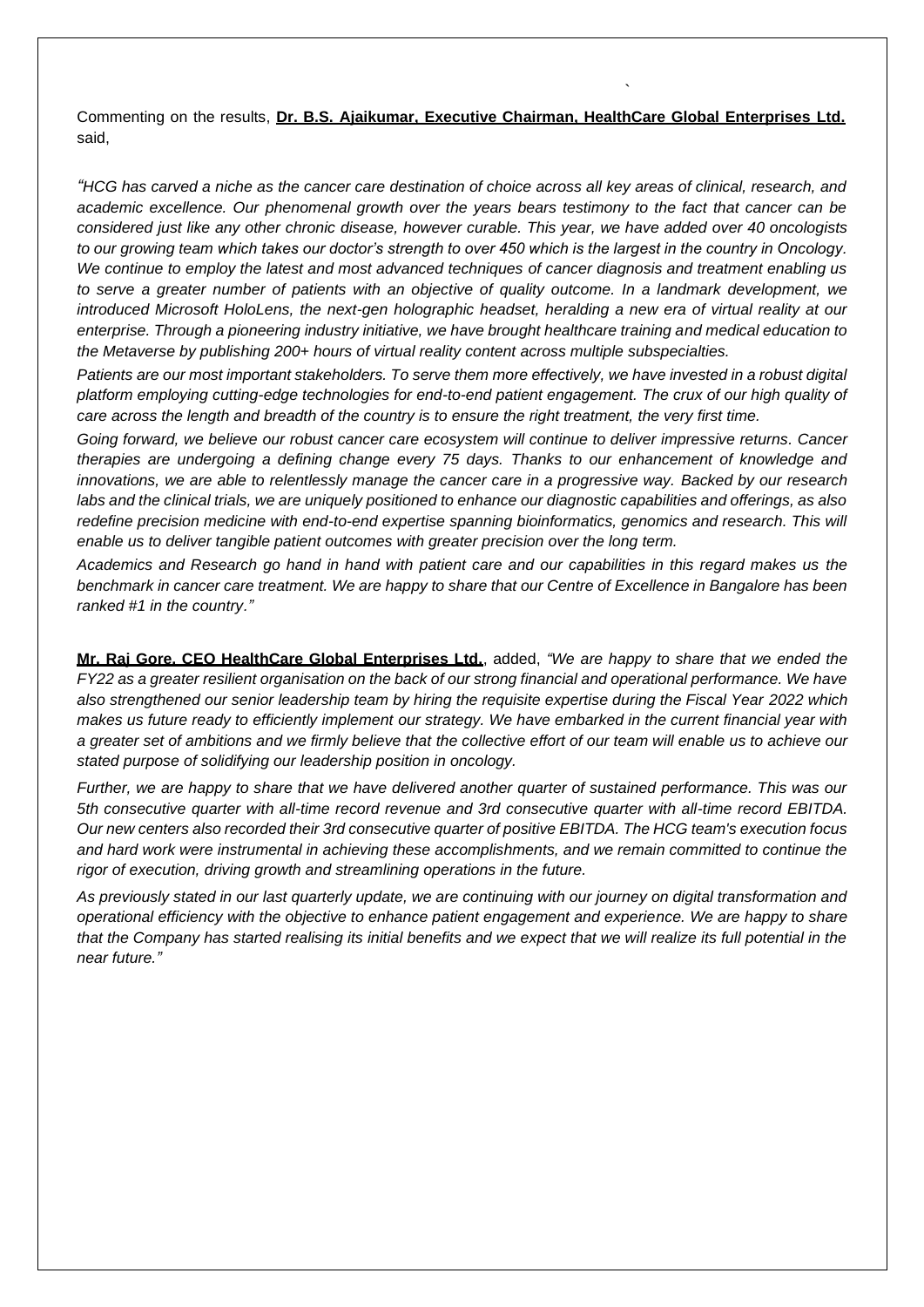Commenting on the results, **Dr. B.S. Ajaikumar, Executive Chairman, HealthCare Global Enterprises Ltd.** said,

*"HCG has carved a niche as the cancer care destination of choice across all key areas of clinical, research, and academic excellence. Our phenomenal growth over the years bears testimony to the fact that cancer can be considered just like any other chronic disease, however curable. This year, we have added over 40 oncologists to our growing team which takes our doctor's strength to over 450 which is the largest in the country in Oncology. We continue to employ the latest and most advanced techniques of cancer diagnosis and treatment enabling us to serve a greater number of patients with an objective of quality outcome. In a landmark development, we introduced Microsoft HoloLens, the next-gen holographic headset, heralding a new era of virtual reality at our enterprise. Through a pioneering industry initiative, we have brought healthcare training and medical education to the Metaverse by publishing 200+ hours of virtual reality content across multiple subspecialties.*

*Patients are our most important stakeholders. To serve them more effectively, we have invested in a robust digital platform employing cutting-edge technologies for end-to-end patient engagement. The crux of our high quality of care across the length and breadth of the country is to ensure the right treatment, the very first time.*

*Going forward, we believe our robust cancer care ecosystem will continue to deliver impressive returns. Cancer therapies are undergoing a defining change every 75 days. Thanks to our enhancement of knowledge and innovations, we are able to relentlessly manage the cancer care in a progressive way. Backed by our research labs and the clinical trials, we are uniquely positioned to enhance our diagnostic capabilities and offerings, as also redefine precision medicine with end-to-end expertise spanning bioinformatics, genomics and research. This will enable us to deliver tangible patient outcomes with greater precision over the long term.*

*Academics and Research go hand in hand with patient care and our capabilities in this regard makes us the benchmark in cancer care treatment. We are happy to share that our Centre of Excellence in Bangalore has been ranked #1 in the country."*

**Mr. Raj Gore, CEO HealthCare Global Enterprises Ltd.**, added, *"We are happy to share that we ended the FY22 as a greater resilient organisation on the back of our strong financial and operational performance. We have also strengthened our senior leadership team by hiring the requisite expertise during the Fiscal Year 2022 which makes us future ready to efficiently implement our strategy. We have embarked in the current financial year with a greater set of ambitions and we firmly believe that the collective effort of our team will enable us to achieve our stated purpose of solidifying our leadership position in oncology.*

*Further, we are happy to share that we have delivered another quarter of sustained performance. This was our 5th consecutive quarter with all-time record revenue and 3rd consecutive quarter with all-time record EBITDA. Our new centers also recorded their 3rd consecutive quarter of positive EBITDA. The HCG team's execution focus and hard work were instrumental in achieving these accomplishments, and we remain committed to continue the rigor of execution, driving growth and streamlining operations in the future.*

*As previously stated in our last quarterly update, we are continuing with our journey on digital transformation and operational efficiency with the objective to enhance patient engagement and experience. We are happy to share that the Company has started realising its initial benefits and we expect that we will realize its full potential in the near future."*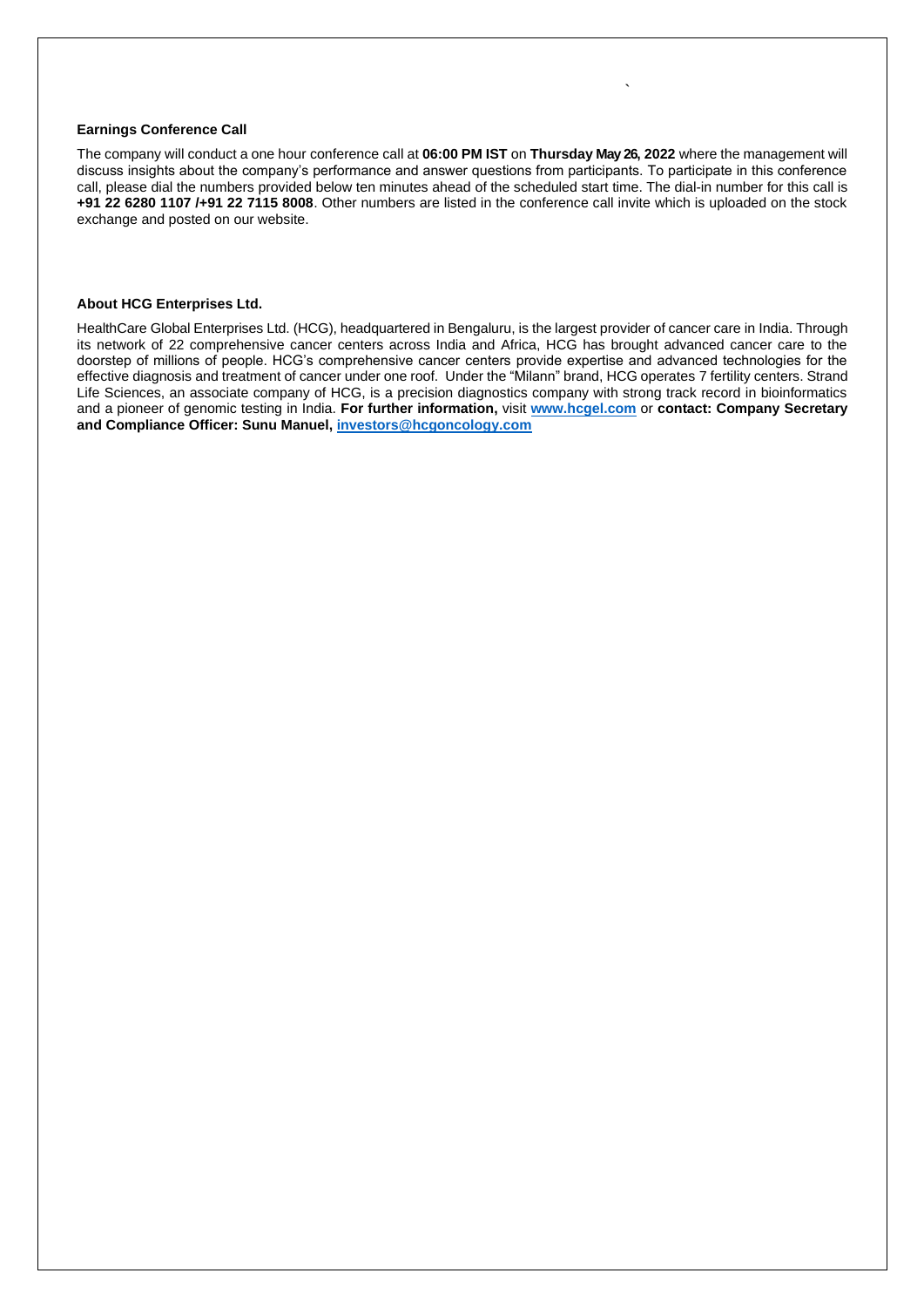**Earnings Conference Call**

The company will conduct a one hour conference call at **06:00 PM IST** on **Thursday May 26, 2022** where the management will discuss insights about the company's performance and answer questions from participants. To participate in this conference call, please dial the numbers provided below ten minutes ahead of the scheduled start time. The dial-in number for this call is **+91 22 6280 1107 /+91 22 7115 8008**. Other numbers are listed in the conference call invite which is uploaded on the stock exchange and posted on our website.

**About HCG Enterprises Ltd.**

HealthCare Global Enterprises Ltd. (HCG), headquartered in Bengaluru, is the largest provider of cancer care in India. Through its network of 22 comprehensive cancer centers across India and Africa, HCG has brought advanced cancer care to the doorstep of millions of people. HCG's comprehensive cancer centers provide expertise and advanced technologies for the effective diagnosis and treatment of cancer under one roof. Under the "Milann" brand, HCG operates 7 fertility centers. Strand Life Sciences, an associate company of HCG, is a precision diagnostics company with strong track record in bioinformatics and a pioneer of genomic testing in India. **For further information,** visit **www.hcgel.com** or **contact: Company Secretary and Compliance Officer: Sunu Manuel, investors@hcgoncology.com**